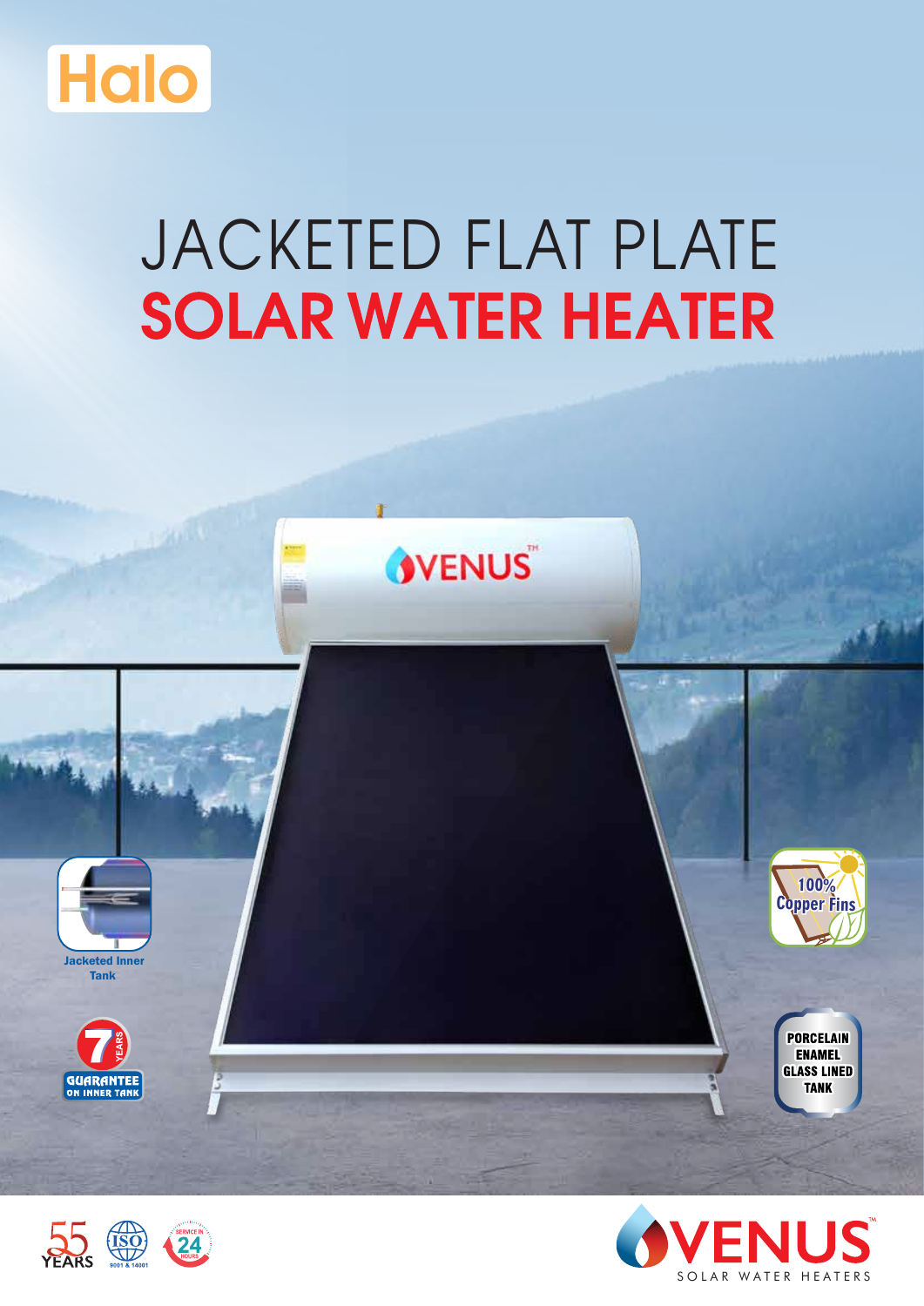Halo

# JACKETED FLAT PLATE
# SOLAR WATER HEATER

VENUS™

Jacketed Inner Tank

7 YEARS GUARANTEE ON INNER TANK

100% Copper Fins

PORCELAIN ENAMEL GLASS LINED TANK

55 YEARS

ISO 9001 & 14001

SERVICE IN 24 HOURS

VENUS™ SOLAR WATER HEATERS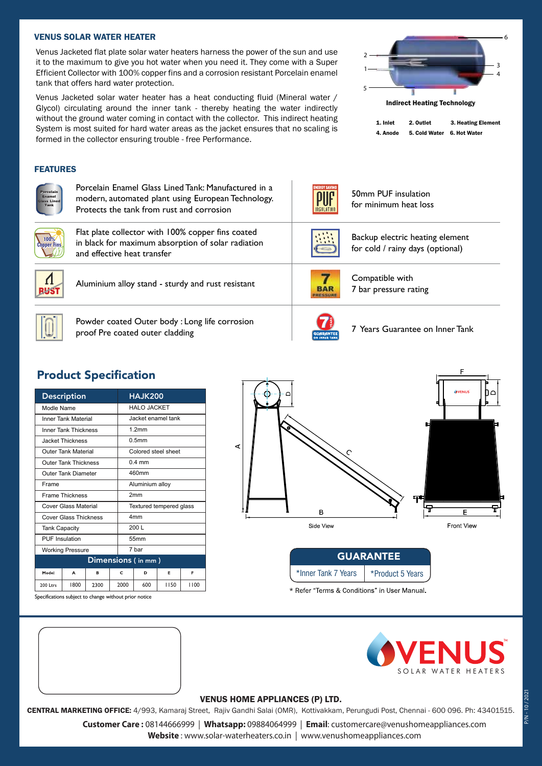## VENUS SOLAR WATER HEATER

Venus Jacketed flat plate solar water heaters harness the power of the sun and use it to the maximum to give you hot water when you need it. They come with a Super Efficient Collector with 100% copper fins and a corrosion resistant Porcelain enamel tank that offers hard water protection.

Venus Jacketed solar water heater has a heat conducting fluid (Mineral water / Glycol) circulating around the inner tank - thereby heating the water indirectly without the ground water coming in contact with the collector. This indirect heating System is most suited for hard water areas as the jacket ensures that no scaling is formed in the collector ensuring trouble - free Performance.

**Indirect Heating Technology**

1. Inlet 2. Outlet 3. Heating Element
4. Anode 5. Cold Water 6. Hot Water

## FEATURES

- Porcelain Enamel Glass Lined Tank: Manufactured in a modern, automated plant using European Technology. Protects the tank from rust and corrosion
- 50mm PUF insulation for minimum heat loss
- Flat plate collector with 100% copper fins coated in black for maximum absorption of solar radiation and effective heat transfer
- Backup electric heating element for cold / rainy days (optional)
- Aluminium alloy stand - sturdy and rust resistant
- Compatible with 7 bar pressure rating
- Powder coated Outer body : Long life corrosion proof Pre coated outer cladding
- 7 Years Guarantee on Inner Tank

## Product Specification

| Description | HAJK200 |
|---|---|
| Modle Name | HALO JACKET |
| Inner Tank Material | Jacket enamel tank |
| Inner Tank Thickness | 1.2mm |
| Jacket Thickness | 0.5mm |
| Outer Tank Material | Colored steel sheet |
| Outer Tank Thickness | 0.4 mm |
| Outer Tank Diameter | 460mm |
| Frame | Aluminium alloy |
| Frame Thickness | 2mm |
| Cover Glass Material | Textured tempered glass |
| Cover Glass Thickness | 4mm |
| Tank Capacity | 200 L |
| PUF Insulation | 55mm |
| Working Pressure | 7 bar |

**Dimensions ( in mm )**

| Model | A | B | C | D | E | F |
|---|---|---|---|---|---|---|
| 200 Ltrs | 1800 | 2300 | 2000 | 600 | 1150 | 1100 |

Specifications subject to change without prior notice

Side View

Front View

| GUARANTEE | |
|---|---|
| *Inner Tank 7 Years | *Product 5 Years |

* Refer "Terms & Conditions" in User Manual.

VENUS SOLAR WATER HEATERS

**VENUS HOME APPLIANCES (P) LTD.**

**CENTRAL MARKETING OFFICE:** 4/993, Kamaraj Street, Rajiv Gandhi Salai (OMR), Kottivakkam, Perungudi Post, Chennai - 600 096. Ph: 43401515.

**Customer Care :** 08144666999 | **Whatsapp:** 09884064999 | **Email**: customercare@venushomeappliances.com

**Website** : www.solar-waterheaters.co.in | www.venushomeappliances.com

P/N - 10 / 2021